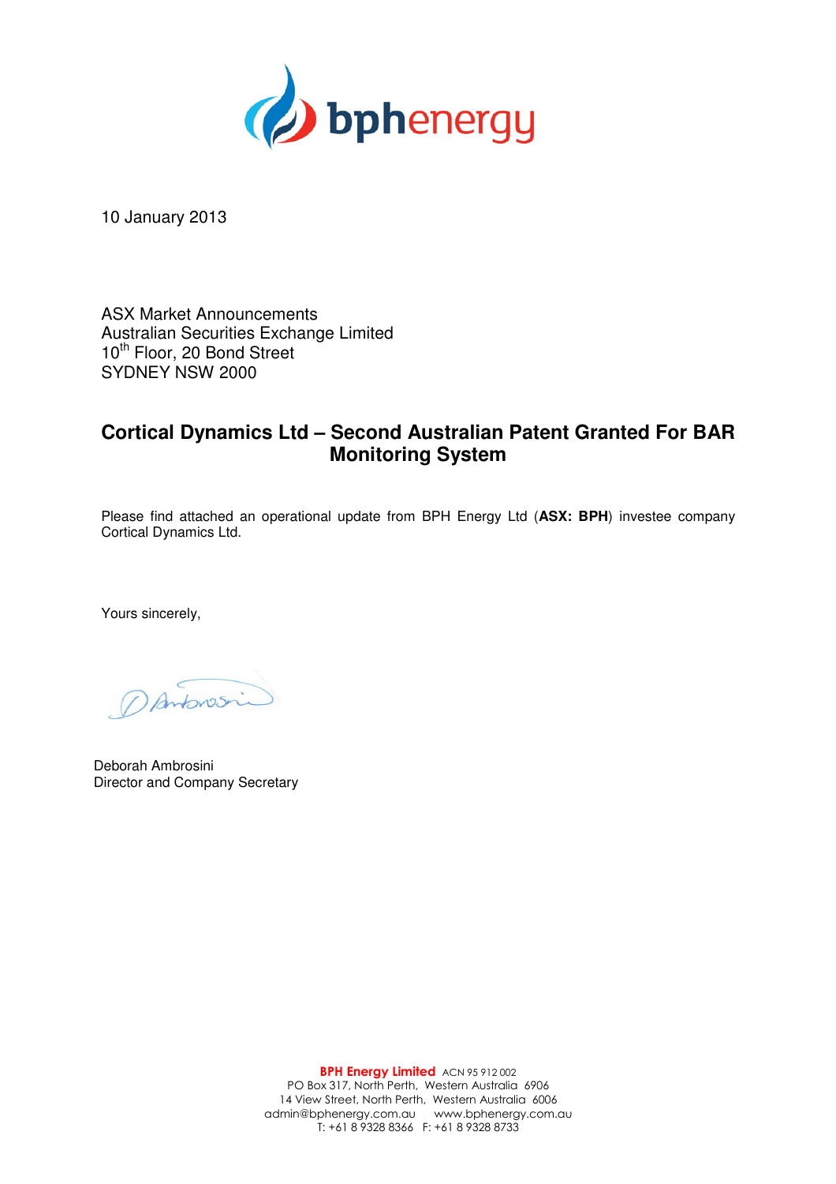10 January 2013

ASX Market Announcements
Australian Securities Exchange Limited
10th Floor, 20 Bond Street
SYDNEY NSW 2000

## Cortical Dynamics Ltd – Second Australian Patent Granted For BAR Monitoring System

Please find attached an operational update from BPH Energy Ltd (**ASX: BPH**) investee company Cortical Dynamics Ltd.

Yours sincerely,

Deborah Ambrosini
Director and Company Secretary

**BPH Energy Limited** ACN 95 912 002
PO Box 317, North Perth, Western Australia 6906
14 View Street, North Perth, Western Australia 6006
admin@bphenergy.com.au www.bphenergy.com.au
T: +61 8 9328 8366 F: +61 8 9328 8733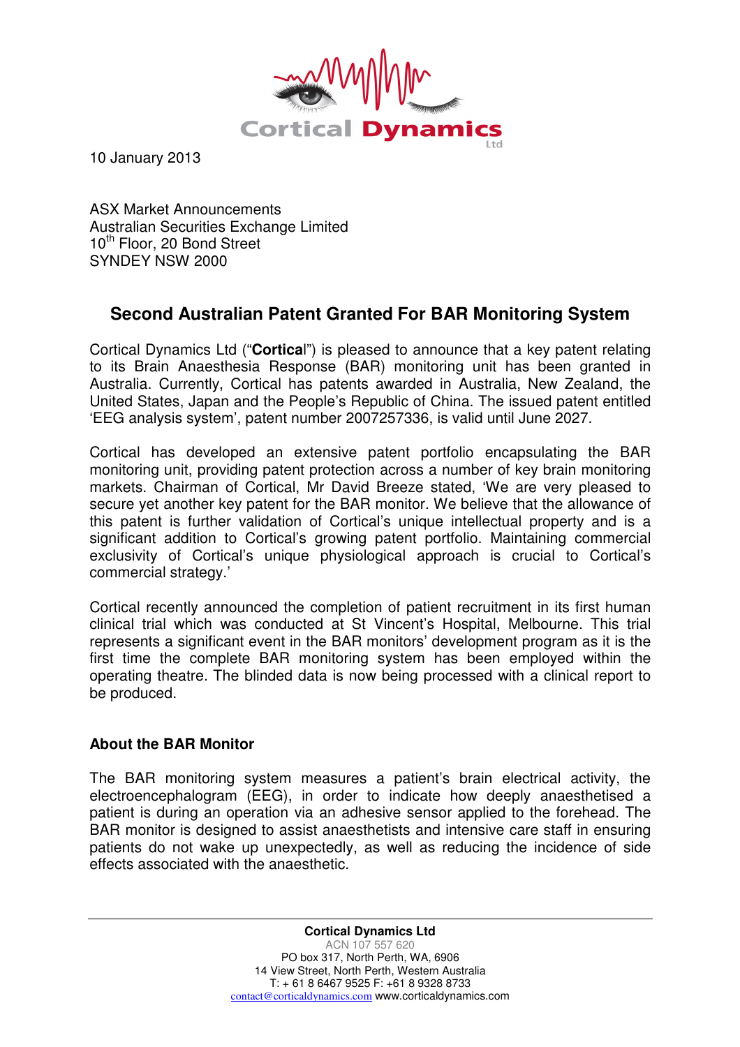10 January 2013

ASX Market Announcements
Australian Securities Exchange Limited
10th Floor, 20 Bond Street
SYNDEY NSW 2000

## Second Australian Patent Granted For BAR Monitoring System

Cortical Dynamics Ltd ("**Cortica**l") is pleased to announce that a key patent relating to its Brain Anaesthesia Response (BAR) monitoring unit has been granted in Australia. Currently, Cortical has patents awarded in Australia, New Zealand, the United States, Japan and the People's Republic of China. The issued patent entitled 'EEG analysis system', patent number 2007257336, is valid until June 2027.

Cortical has developed an extensive patent portfolio encapsulating the BAR monitoring unit, providing patent protection across a number of key brain monitoring markets. Chairman of Cortical, Mr David Breeze stated, 'We are very pleased to secure yet another key patent for the BAR monitor. We believe that the allowance of this patent is further validation of Cortical's unique intellectual property and is a significant addition to Cortical's growing patent portfolio. Maintaining commercial exclusivity of Cortical's unique physiological approach is crucial to Cortical's commercial strategy.'

Cortical recently announced the completion of patient recruitment in its first human clinical trial which was conducted at St Vincent's Hospital, Melbourne. This trial represents a significant event in the BAR monitors' development program as it is the first time the complete BAR monitoring system has been employed within the operating theatre. The blinded data is now being processed with a clinical report to be produced.

### About the BAR Monitor

The BAR monitoring system measures a patient's brain electrical activity, the electroencephalogram (EEG), in order to indicate how deeply anaesthetised a patient is during an operation via an adhesive sensor applied to the forehead. The BAR monitor is designed to assist anaesthetists and intensive care staff in ensuring patients do not wake up unexpectedly, as well as reducing the incidence of side effects associated with the anaesthetic.

**Cortical Dynamics Ltd**
ACN 107 557 620
PO box 317, North Perth, WA, 6906
14 View Street, North Perth, Western Australia
T: + 61 8 6467 9525 F: +61 8 9328 8733
contact@corticaldynamics.com www.corticaldynamics.com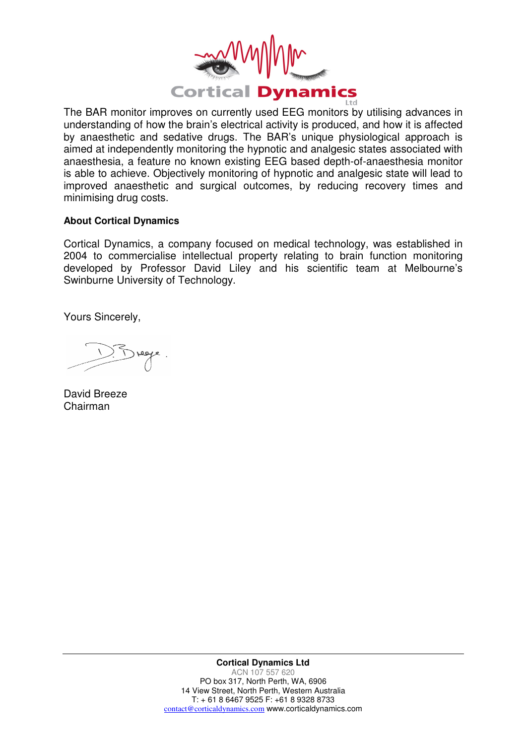The BAR monitor improves on currently used EEG monitors by utilising advances in understanding of how the brain's electrical activity is produced, and how it is affected by anaesthetic and sedative drugs. The BAR's unique physiological approach is aimed at independently monitoring the hypnotic and analgesic states associated with anaesthesia, a feature no known existing EEG based depth-of-anaesthesia monitor is able to achieve. Objectively monitoring of hypnotic and analgesic state will lead to improved anaesthetic and surgical outcomes, by reducing recovery times and minimising drug costs.

**About Cortical Dynamics**

Cortical Dynamics, a company focused on medical technology, was established in 2004 to commercialise intellectual property relating to brain function monitoring developed by Professor David Liley and his scientific team at Melbourne's Swinburne University of Technology.

Yours Sincerely,

David Breeze
Chairman

**Cortical Dynamics Ltd**
ACN 107 557 620
PO box 317, North Perth, WA, 6906
14 View Street, North Perth, Western Australia
T: + 61 8 6467 9525 F: +61 8 9328 8733
contact@corticaldynamics.com www.corticaldynamics.com